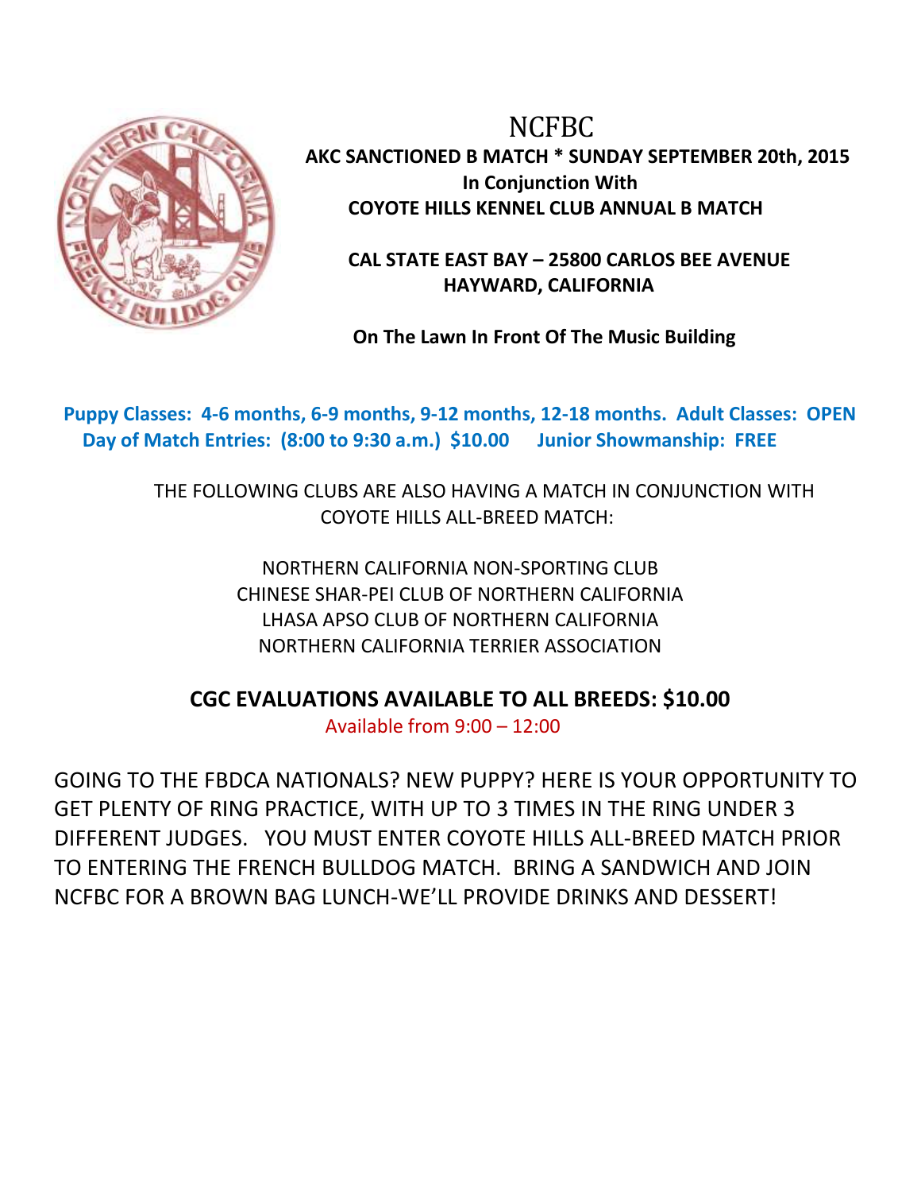# NCFBC

**AKC SANCTIONED B MATCH * SUNDAY SEPTEMBER 20th, 2015**
**In Conjunction With**
**COYOTE HILLS KENNEL CLUB ANNUAL B MATCH**

**CAL STATE EAST BAY – 25800 CARLOS BEE AVENUE**
**HAYWARD, CALIFORNIA**

**On The Lawn In Front Of The Music Building**

**Puppy Classes: 4-6 months, 6-9 months, 9-12 months, 12-18 months. Adult Classes: OPEN**
**Day of Match Entries: (8:00 to 9:30 a.m.) $10.00 Junior Showmanship: FREE**

THE FOLLOWING CLUBS ARE ALSO HAVING A MATCH IN CONJUNCTION WITH COYOTE HILLS ALL-BREED MATCH:

NORTHERN CALIFORNIA NON-SPORTING CLUB
CHINESE SHAR-PEI CLUB OF NORTHERN CALIFORNIA
LHASA APSO CLUB OF NORTHERN CALIFORNIA
NORTHERN CALIFORNIA TERRIER ASSOCIATION

**CGC EVALUATIONS AVAILABLE TO ALL BREEDS: $10.00**
Available from 9:00 – 12:00

GOING TO THE FBDCA NATIONALS? NEW PUPPY? HERE IS YOUR OPPORTUNITY TO GET PLENTY OF RING PRACTICE, WITH UP TO 3 TIMES IN THE RING UNDER 3 DIFFERENT JUDGES. YOU MUST ENTER COYOTE HILLS ALL-BREED MATCH PRIOR TO ENTERING THE FRENCH BULLDOG MATCH. BRING A SANDWICH AND JOIN NCFBC FOR A BROWN BAG LUNCH-WE'LL PROVIDE DRINKS AND DESSERT!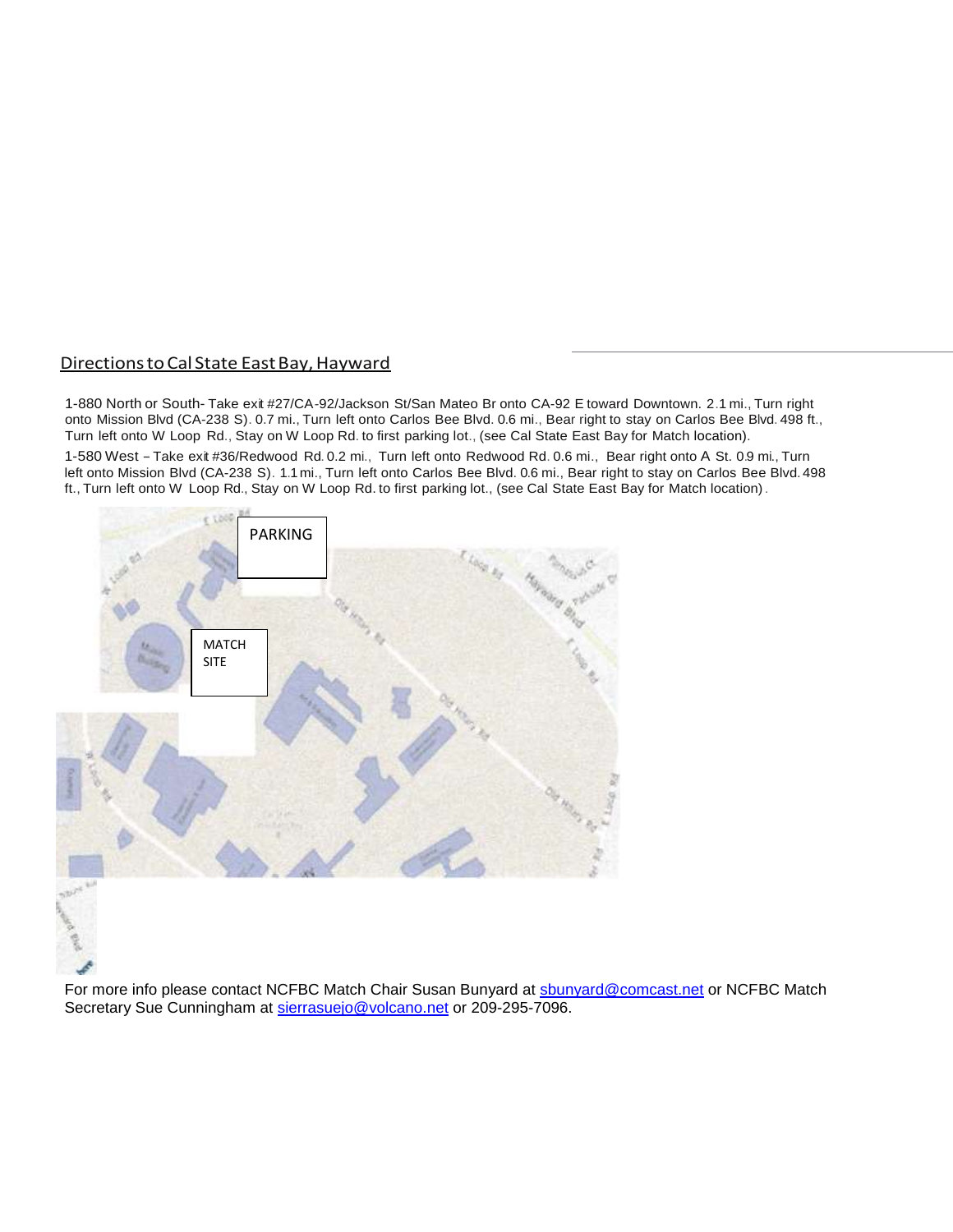## Directions to Cal State East Bay, Hayward

1-880 North or South- Take exit #27/CA-92/Jackson St/San Mateo Br onto CA-92 E toward Downtown. 2.1 mi., Turn right onto Mission Blvd (CA-238 S). 0.7 mi., Turn left onto Carlos Bee Blvd. 0.6 mi., Bear right to stay on Carlos Bee Blvd. 498 ft., Turn left onto W Loop Rd., Stay on W Loop Rd. to first parking lot., (see Cal State East Bay for Match location).

1-580 West – Take exit #36/Redwood Rd. 0.2 mi., Turn left onto Redwood Rd. 0.6 mi., Bear right onto A St. 0.9 mi., Turn left onto Mission Blvd (CA-238 S). 1.1 mi., Turn left onto Carlos Bee Blvd. 0.6 mi., Bear right to stay on Carlos Bee Blvd. 498 ft., Turn left onto W Loop Rd., Stay on W Loop Rd. to first parking lot., (see Cal State East Bay for Match location).

PARKING

MATCH SITE

For more info please contact NCFBC Match Chair Susan Bunyard at sbunyard@comcast.net or NCFBC Match Secretary Sue Cunningham at sierrasuejo@volcano.net or 209-295-7096.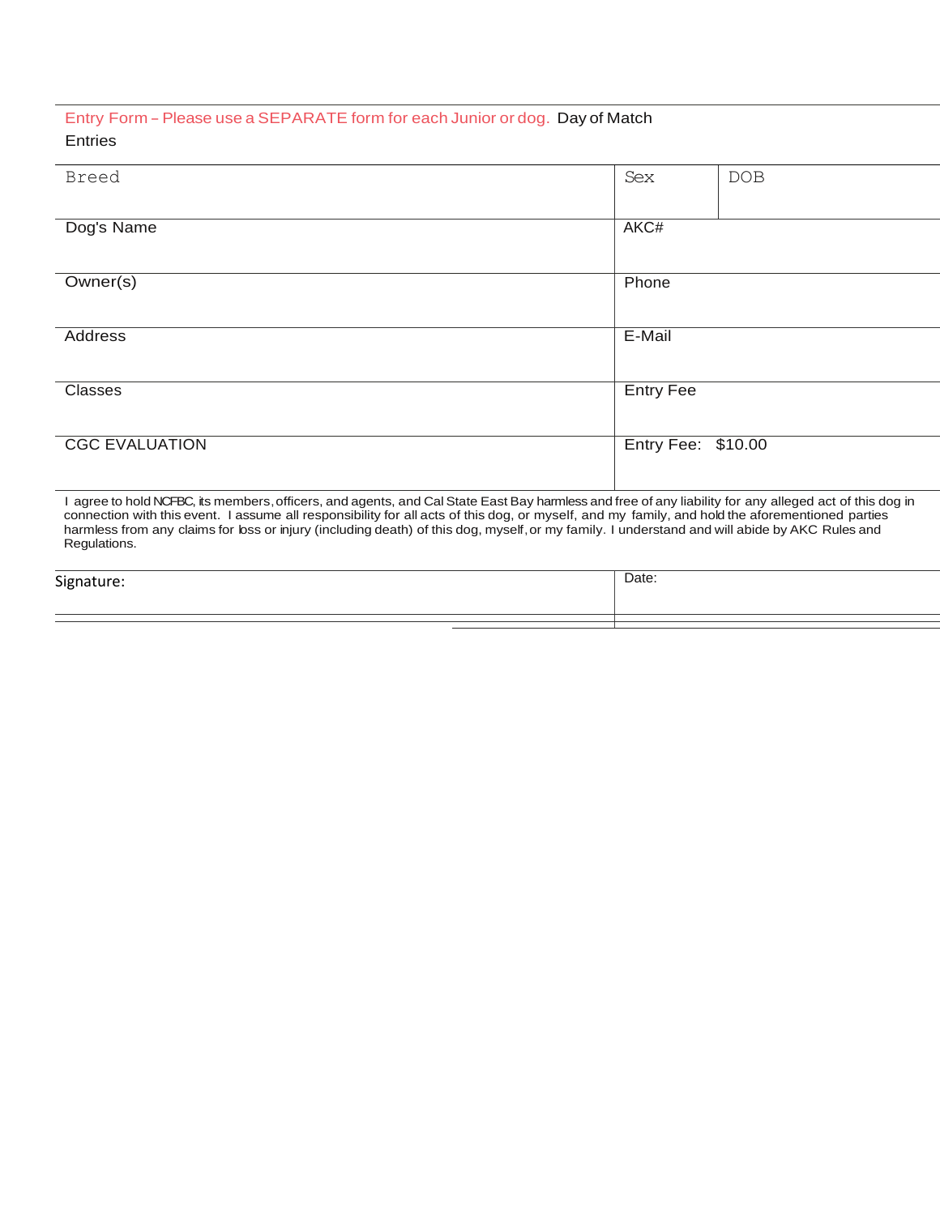Entry Form – Please use a SEPARATE form for each Junior or dog. Day of Match Entries

| | | |
|---|---|---|
| Breed | Sex | DOB |
| Dog's Name | AKC# | |
| Owner(s) | Phone | |
| Address | E-Mail | |
| Classes | Entry Fee | |
| CGC EVALUATION | Entry Fee: $10.00 | |

I agree to hold NCFBC, its members, officers, and agents, and Cal State East Bay harmless and free of any liability for any alleged act of this dog in connection with this event. I assume all responsibility for all acts of this dog, or myself, and my family, and hold the aforementioned parties harmless from any claims for loss or injury (including death) of this dog, myself, or my family. I understand and will abide by AKC Rules and Regulations.

| | |
|---|---|
| Signature: | Date: |